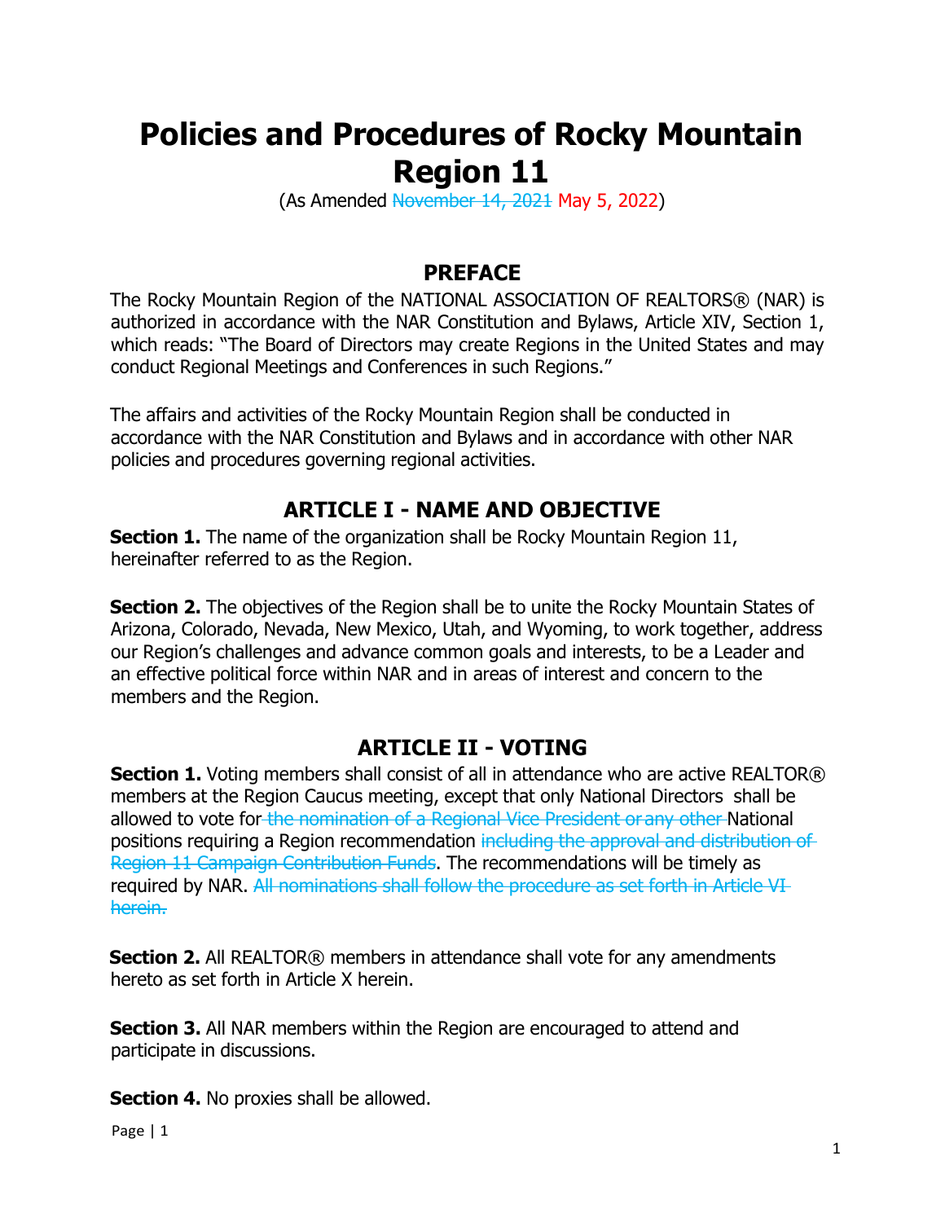# Policies and Procedures of Rocky Mountain Region 11

(As Amended ~~November 14, 2021~~ May 5, 2022)

## PREFACE

The Rocky Mountain Region of the NATIONAL ASSOCIATION OF REALTORS® (NAR) is authorized in accordance with the NAR Constitution and Bylaws, Article XIV, Section 1, which reads: "The Board of Directors may create Regions in the United States and may conduct Regional Meetings and Conferences in such Regions."

The affairs and activities of the Rocky Mountain Region shall be conducted in accordance with the NAR Constitution and Bylaws and in accordance with other NAR policies and procedures governing regional activities.

## ARTICLE I - NAME AND OBJECTIVE

**Section 1.** The name of the organization shall be Rocky Mountain Region 11, hereinafter referred to as the Region.

**Section 2.** The objectives of the Region shall be to unite the Rocky Mountain States of Arizona, Colorado, Nevada, New Mexico, Utah, and Wyoming, to work together, address our Region's challenges and advance common goals and interests, to be a Leader and an effective political force within NAR and in areas of interest and concern to the members and the Region.

## ARTICLE II - VOTING

**Section 1.** Voting members shall consist of all in attendance who are active REALTOR® members at the Region Caucus meeting, except that only National Directors shall be allowed to vote for ~~the nomination of a Regional Vice President or any other~~ National positions requiring a Region recommendation ~~including the approval and distribution of Region 11 Campaign Contribution Funds~~. The recommendations will be timely as required by NAR. ~~All nominations shall follow the procedure as set forth in Article VI herein.~~

**Section 2.** All REALTOR® members in attendance shall vote for any amendments hereto as set forth in Article X herein.

**Section 3.** All NAR members within the Region are encouraged to attend and participate in discussions.

**Section 4.** No proxies shall be allowed.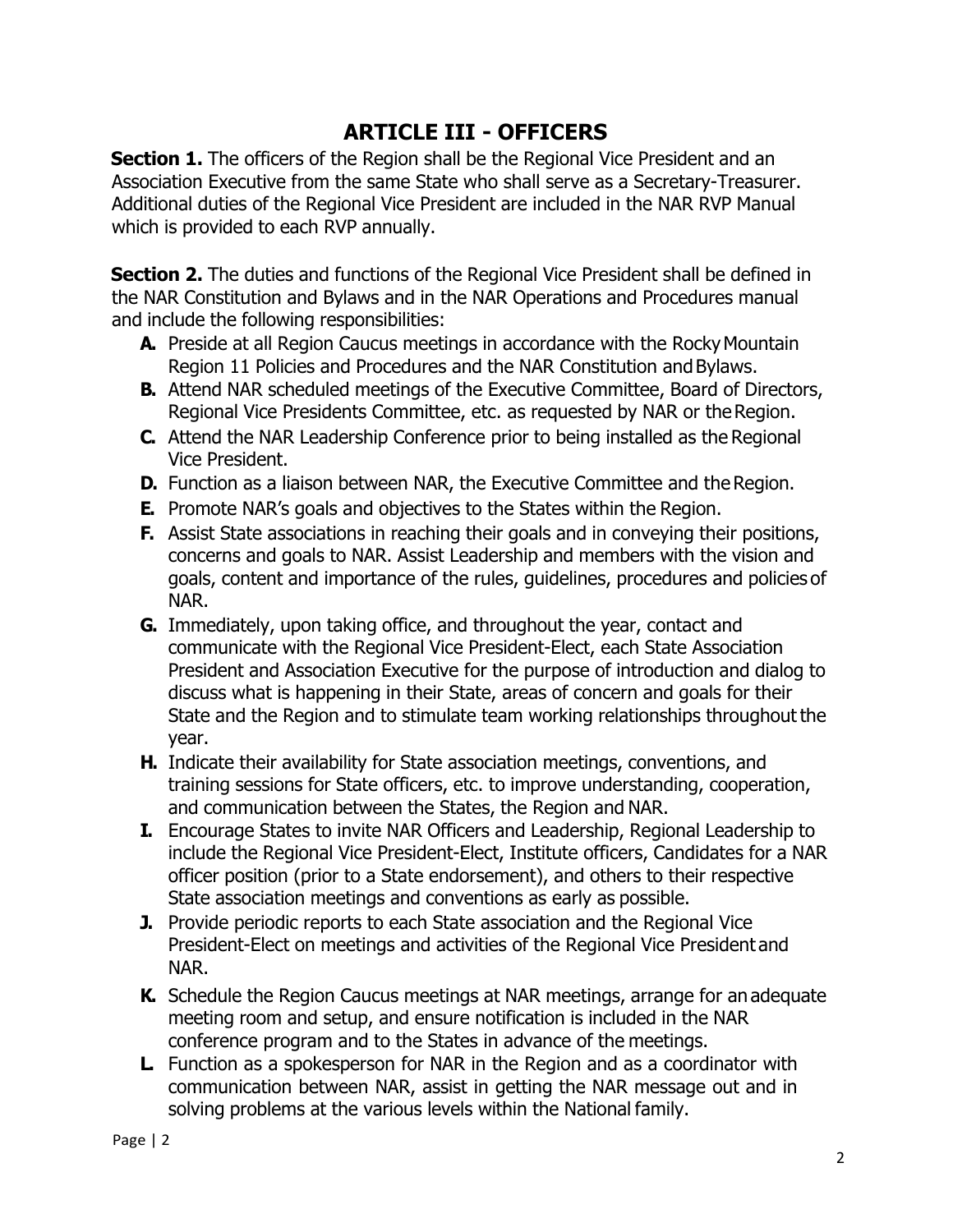# ARTICLE III - OFFICERS

**Section 1.** The officers of the Region shall be the Regional Vice President and an Association Executive from the same State who shall serve as a Secretary-Treasurer. Additional duties of the Regional Vice President are included in the NAR RVP Manual which is provided to each RVP annually.

**Section 2.** The duties and functions of the Regional Vice President shall be defined in the NAR Constitution and Bylaws and in the NAR Operations and Procedures manual and include the following responsibilities:

- **A.** Preside at all Region Caucus meetings in accordance with the Rocky Mountain Region 11 Policies and Procedures and the NAR Constitution and Bylaws.
- **B.** Attend NAR scheduled meetings of the Executive Committee, Board of Directors, Regional Vice Presidents Committee, etc. as requested by NAR or the Region.
- **C.** Attend the NAR Leadership Conference prior to being installed as the Regional Vice President.
- **D.** Function as a liaison between NAR, the Executive Committee and the Region.
- **E.** Promote NAR's goals and objectives to the States within the Region.
- **F.** Assist State associations in reaching their goals and in conveying their positions, concerns and goals to NAR. Assist Leadership and members with the vision and goals, content and importance of the rules, guidelines, procedures and policies of NAR.
- **G.** Immediately, upon taking office, and throughout the year, contact and communicate with the Regional Vice President-Elect, each State Association President and Association Executive for the purpose of introduction and dialog to discuss what is happening in their State, areas of concern and goals for their State and the Region and to stimulate team working relationships throughout the year.
- **H.** Indicate their availability for State association meetings, conventions, and training sessions for State officers, etc. to improve understanding, cooperation, and communication between the States, the Region and NAR.
- **I.** Encourage States to invite NAR Officers and Leadership, Regional Leadership to include the Regional Vice President-Elect, Institute officers, Candidates for a NAR officer position (prior to a State endorsement), and others to their respective State association meetings and conventions as early as possible.
- **J.** Provide periodic reports to each State association and the Regional Vice President-Elect on meetings and activities of the Regional Vice President and NAR.
- **K.** Schedule the Region Caucus meetings at NAR meetings, arrange for an adequate meeting room and setup, and ensure notification is included in the NAR conference program and to the States in advance of the meetings.
- **L.** Function as a spokesperson for NAR in the Region and as a coordinator with communication between NAR, assist in getting the NAR message out and in solving problems at the various levels within the National family.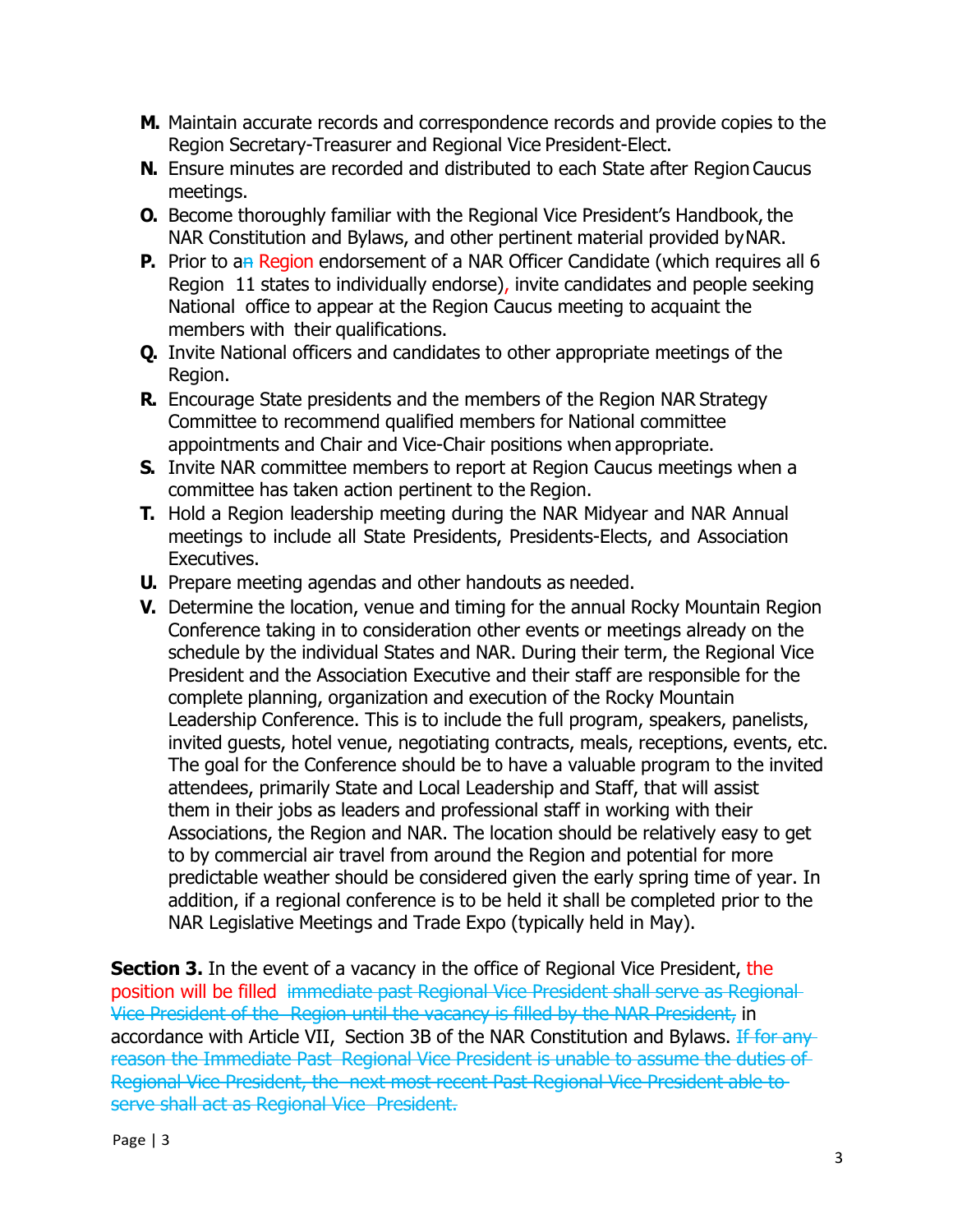**M.** Maintain accurate records and correspondence records and provide copies to the Region Secretary-Treasurer and Regional Vice President-Elect.

**N.** Ensure minutes are recorded and distributed to each State after Region Caucus meetings.

**O.** Become thoroughly familiar with the Regional Vice President's Handbook, the NAR Constitution and Bylaws, and other pertinent material provided by NAR.

**P.** Prior to a~~n~~ Region endorsement of a NAR Officer Candidate (which requires all 6 Region 11 states to individually endorse), invite candidates and people seeking National office to appear at the Region Caucus meeting to acquaint the members with their qualifications.

**Q.** Invite National officers and candidates to other appropriate meetings of the Region.

**R.** Encourage State presidents and the members of the Region NAR Strategy Committee to recommend qualified members for National committee appointments and Chair and Vice-Chair positions when appropriate.

**S.** Invite NAR committee members to report at Region Caucus meetings when a committee has taken action pertinent to the Region.

**T.** Hold a Region leadership meeting during the NAR Midyear and NAR Annual meetings to include all State Presidents, Presidents-Elects, and Association Executives.

**U.** Prepare meeting agendas and other handouts as needed.

**V.** Determine the location, venue and timing for the annual Rocky Mountain Region Conference taking in to consideration other events or meetings already on the schedule by the individual States and NAR. During their term, the Regional Vice President and the Association Executive and their staff are responsible for the complete planning, organization and execution of the Rocky Mountain Leadership Conference. This is to include the full program, speakers, panelists, invited guests, hotel venue, negotiating contracts, meals, receptions, events, etc. The goal for the Conference should be to have a valuable program to the invited attendees, primarily State and Local Leadership and Staff, that will assist them in their jobs as leaders and professional staff in working with their Associations, the Region and NAR. The location should be relatively easy to get to by commercial air travel from around the Region and potential for more predictable weather should be considered given the early spring time of year. In addition, if a regional conference is to be held it shall be completed prior to the NAR Legislative Meetings and Trade Expo (typically held in May).

**Section 3.** In the event of a vacancy in the office of Regional Vice President, the position will be filled ~~immediate past Regional Vice President shall serve as Regional Vice President of the Region until the vacancy is filled by the NAR President,~~ in accordance with Article VII, Section 3B of the NAR Constitution and Bylaws. ~~If for any reason the Immediate Past Regional Vice President is unable to assume the duties of Regional Vice President, the next most recent Past Regional Vice President able to serve shall act as Regional Vice President.~~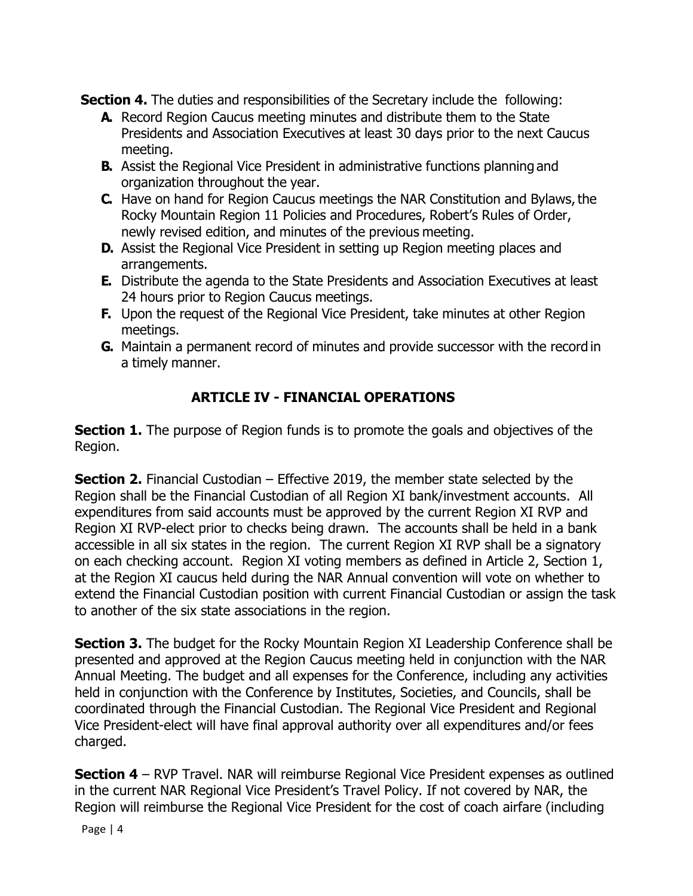**Section 4.** The duties and responsibilities of the Secretary include the following:

- **A.** Record Region Caucus meeting minutes and distribute them to the State Presidents and Association Executives at least 30 days prior to the next Caucus meeting.
- **B.** Assist the Regional Vice President in administrative functions planning and organization throughout the year.
- **C.** Have on hand for Region Caucus meetings the NAR Constitution and Bylaws, the Rocky Mountain Region 11 Policies and Procedures, Robert's Rules of Order, newly revised edition, and minutes of the previous meeting.
- **D.** Assist the Regional Vice President in setting up Region meeting places and arrangements.
- **E.** Distribute the agenda to the State Presidents and Association Executives at least 24 hours prior to Region Caucus meetings.
- **F.** Upon the request of the Regional Vice President, take minutes at other Region meetings.
- **G.** Maintain a permanent record of minutes and provide successor with the record in a timely manner.

## ARTICLE IV - FINANCIAL OPERATIONS

**Section 1.** The purpose of Region funds is to promote the goals and objectives of the Region.

**Section 2.** Financial Custodian – Effective 2019, the member state selected by the Region shall be the Financial Custodian of all Region XI bank/investment accounts. All expenditures from said accounts must be approved by the current Region XI RVP and Region XI RVP-elect prior to checks being drawn. The accounts shall be held in a bank accessible in all six states in the region. The current Region XI RVP shall be a signatory on each checking account. Region XI voting members as defined in Article 2, Section 1, at the Region XI caucus held during the NAR Annual convention will vote on whether to extend the Financial Custodian position with current Financial Custodian or assign the task to another of the six state associations in the region.

**Section 3.** The budget for the Rocky Mountain Region XI Leadership Conference shall be presented and approved at the Region Caucus meeting held in conjunction with the NAR Annual Meeting. The budget and all expenses for the Conference, including any activities held in conjunction with the Conference by Institutes, Societies, and Councils, shall be coordinated through the Financial Custodian. The Regional Vice President and Regional Vice President-elect will have final approval authority over all expenditures and/or fees charged.

**Section 4** – RVP Travel. NAR will reimburse Regional Vice President expenses as outlined in the current NAR Regional Vice President's Travel Policy. If not covered by NAR, the Region will reimburse the Regional Vice President for the cost of coach airfare (including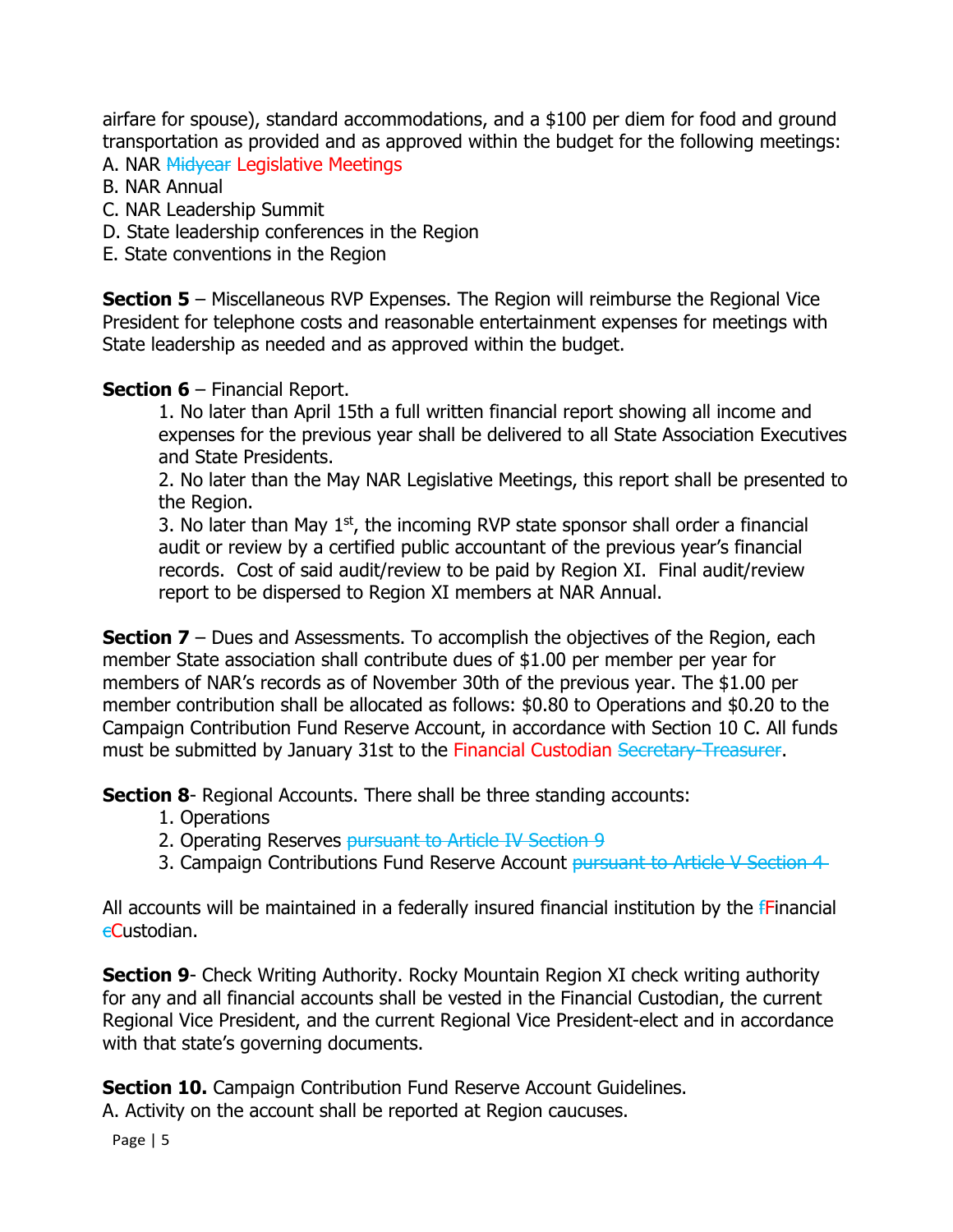airfare for spouse), standard accommodations, and a $100 per diem for food and ground transportation as provided and as approved within the budget for the following meetings:

A. NAR ~~Midyear~~ Legislative Meetings
B. NAR Annual
C. NAR Leadership Summit
D. State leadership conferences in the Region
E. State conventions in the Region

**Section 5** – Miscellaneous RVP Expenses. The Region will reimburse the Regional Vice President for telephone costs and reasonable entertainment expenses for meetings with State leadership as needed and as approved within the budget.

**Section 6** – Financial Report.

1. No later than April 15th a full written financial report showing all income and expenses for the previous year shall be delivered to all State Association Executives and State Presidents.
2. No later than the May NAR Legislative Meetings, this report shall be presented to the Region.
3. No later than May 1st, the incoming RVP state sponsor shall order a financial audit or review by a certified public accountant of the previous year's financial records. Cost of said audit/review to be paid by Region XI. Final audit/review report to be dispersed to Region XI members at NAR Annual.

**Section 7** – Dues and Assessments. To accomplish the objectives of the Region, each member State association shall contribute dues of $1.00 per member per year for members of NAR's records as of November 30th of the previous year. The $1.00 per member contribution shall be allocated as follows: $0.80 to Operations and $0.20 to the Campaign Contribution Fund Reserve Account, in accordance with Section 10 C. All funds must be submitted by January 31st to the Financial Custodian ~~Secretary-Treasurer~~.

**Section 8**- Regional Accounts. There shall be three standing accounts:

1. Operations
2. Operating Reserves ~~pursuant to Article IV Section 9~~
3. Campaign Contributions Fund Reserve Account ~~pursuant to Article V Section 4~~

All accounts will be maintained in a federally insured financial institution by the ~~f~~Financial ~~c~~Custodian.

**Section 9**- Check Writing Authority. Rocky Mountain Region XI check writing authority for any and all financial accounts shall be vested in the Financial Custodian, the current Regional Vice President, and the current Regional Vice President-elect and in accordance with that state's governing documents.

**Section 10.** Campaign Contribution Fund Reserve Account Guidelines.

A. Activity on the account shall be reported at Region caucuses.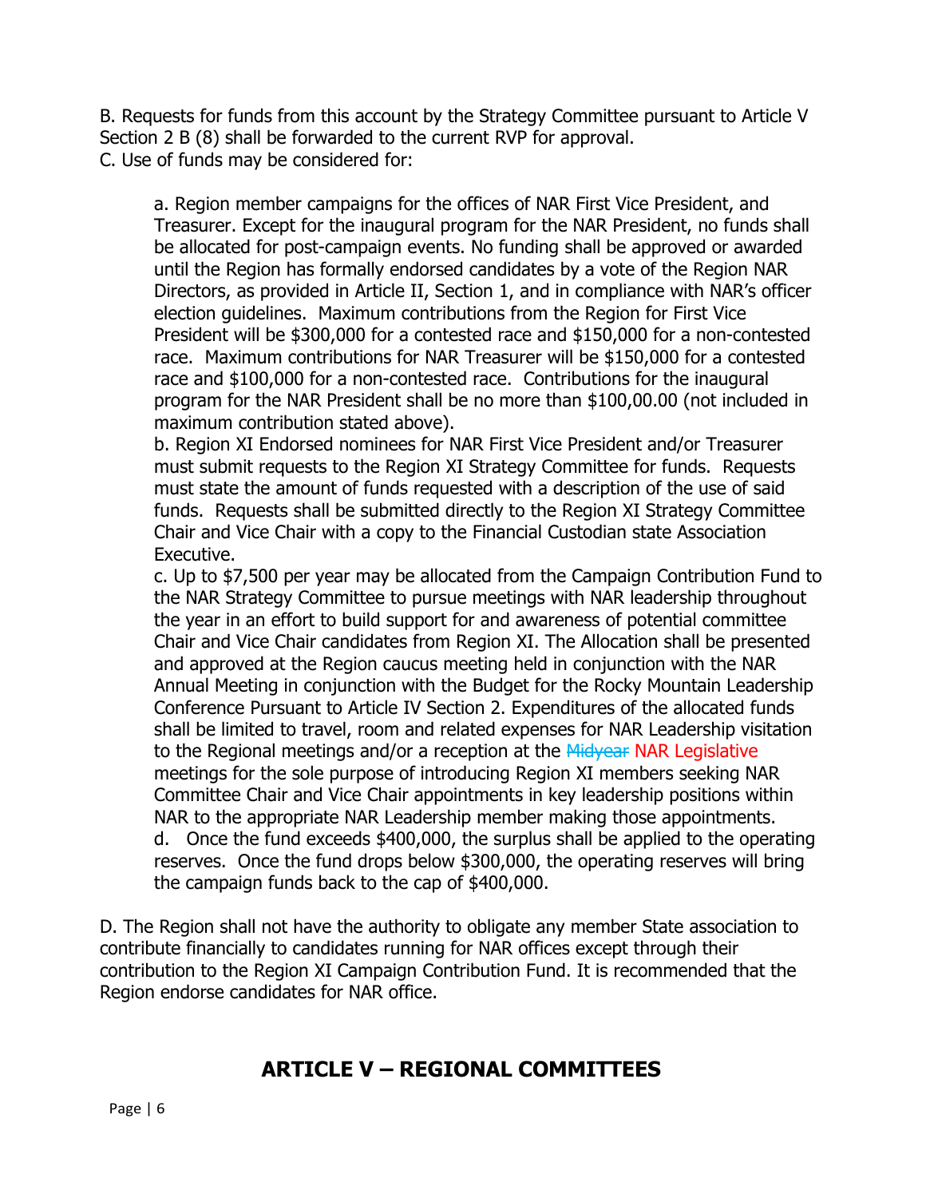B. Requests for funds from this account by the Strategy Committee pursuant to Article V Section 2 B (8) shall be forwarded to the current RVP for approval.
C. Use of funds may be considered for:

a. Region member campaigns for the offices of NAR First Vice President, and Treasurer. Except for the inaugural program for the NAR President, no funds shall be allocated for post-campaign events. No funding shall be approved or awarded until the Region has formally endorsed candidates by a vote of the Region NAR Directors, as provided in Article II, Section 1, and in compliance with NAR's officer election guidelines. Maximum contributions from the Region for First Vice President will be $300,000 for a contested race and $150,000 for a non-contested race. Maximum contributions for NAR Treasurer will be $150,000 for a contested race and $100,000 for a non-contested race. Contributions for the inaugural program for the NAR President shall be no more than $100,00.00 (not included in maximum contribution stated above).

b. Region XI Endorsed nominees for NAR First Vice President and/or Treasurer must submit requests to the Region XI Strategy Committee for funds. Requests must state the amount of funds requested with a description of the use of said funds. Requests shall be submitted directly to the Region XI Strategy Committee Chair and Vice Chair with a copy to the Financial Custodian state Association Executive.

c. Up to $7,500 per year may be allocated from the Campaign Contribution Fund to the NAR Strategy Committee to pursue meetings with NAR leadership throughout the year in an effort to build support for and awareness of potential committee Chair and Vice Chair candidates from Region XI. The Allocation shall be presented and approved at the Region caucus meeting held in conjunction with the NAR Annual Meeting in conjunction with the Budget for the Rocky Mountain Leadership Conference Pursuant to Article IV Section 2. Expenditures of the allocated funds shall be limited to travel, room and related expenses for NAR Leadership visitation to the Regional meetings and/or a reception at the ~~Midyear~~ NAR Legislative meetings for the sole purpose of introducing Region XI members seeking NAR Committee Chair and Vice Chair appointments in key leadership positions within NAR to the appropriate NAR Leadership member making those appointments.

d. Once the fund exceeds $400,000, the surplus shall be applied to the operating reserves. Once the fund drops below $300,000, the operating reserves will bring the campaign funds back to the cap of $400,000.

D. The Region shall not have the authority to obligate any member State association to contribute financially to candidates running for NAR offices except through their contribution to the Region XI Campaign Contribution Fund. It is recommended that the Region endorse candidates for NAR office.

## ARTICLE V – REGIONAL COMMITTEES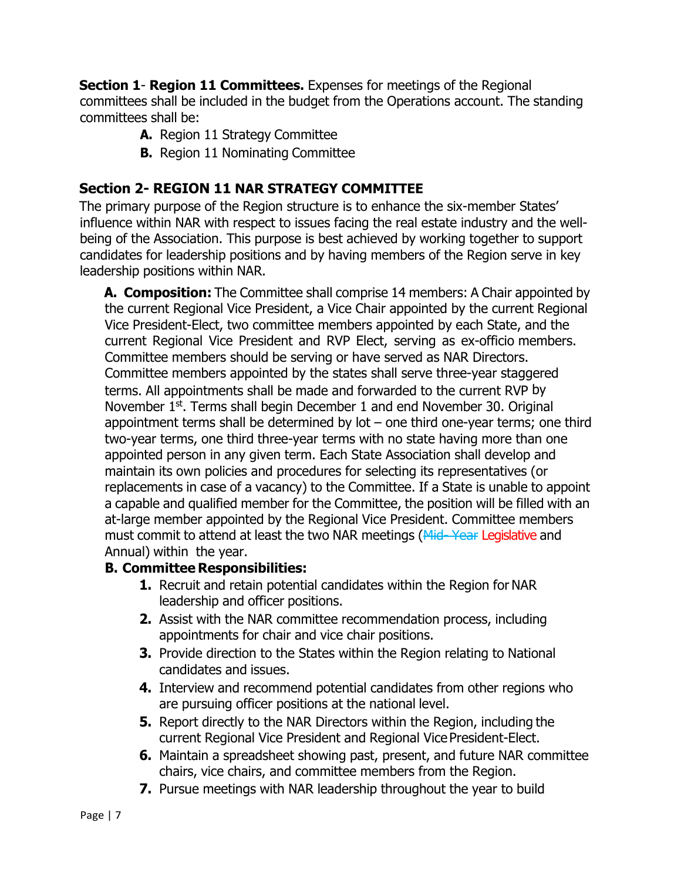**Section 1**- **Region 11 Committees.** Expenses for meetings of the Regional committees shall be included in the budget from the Operations account. The standing committees shall be:

- **A.** Region 11 Strategy Committee
- **B.** Region 11 Nominating Committee

## Section 2- REGION 11 NAR STRATEGY COMMITTEE

The primary purpose of the Region structure is to enhance the six-member States' influence within NAR with respect to issues facing the real estate industry and the well-being of the Association. This purpose is best achieved by working together to support candidates for leadership positions and by having members of the Region serve in key leadership positions within NAR.

**A. Composition:** The Committee shall comprise 14 members: A Chair appointed by the current Regional Vice President, a Vice Chair appointed by the current Regional Vice President-Elect, two committee members appointed by each State, and the current Regional Vice President and RVP Elect, serving as ex-officio members. Committee members should be serving or have served as NAR Directors. Committee members appointed by the states shall serve three-year staggered terms. All appointments shall be made and forwarded to the current RVP by November 1st. Terms shall begin December 1 and end November 30. Original appointment terms shall be determined by lot – one third one-year terms; one third two-year terms, one third three-year terms with no state having more than one appointed person in any given term. Each State Association shall develop and maintain its own policies and procedures for selecting its representatives (or replacements in case of a vacancy) to the Committee. If a State is unable to appoint a capable and qualified member for the Committee, the position will be filled with an at-large member appointed by the Regional Vice President. Committee members must commit to attend at least the two NAR meetings (~~Mid- Year~~ Legislative and Annual) within the year.

**B. Committee Responsibilities:**

1. Recruit and retain potential candidates within the Region for NAR leadership and officer positions.
2. Assist with the NAR committee recommendation process, including appointments for chair and vice chair positions.
3. Provide direction to the States within the Region relating to National candidates and issues.
4. Interview and recommend potential candidates from other regions who are pursuing officer positions at the national level.
5. Report directly to the NAR Directors within the Region, including the current Regional Vice President and Regional Vice President-Elect.
6. Maintain a spreadsheet showing past, present, and future NAR committee chairs, vice chairs, and committee members from the Region.
7. Pursue meetings with NAR leadership throughout the year to build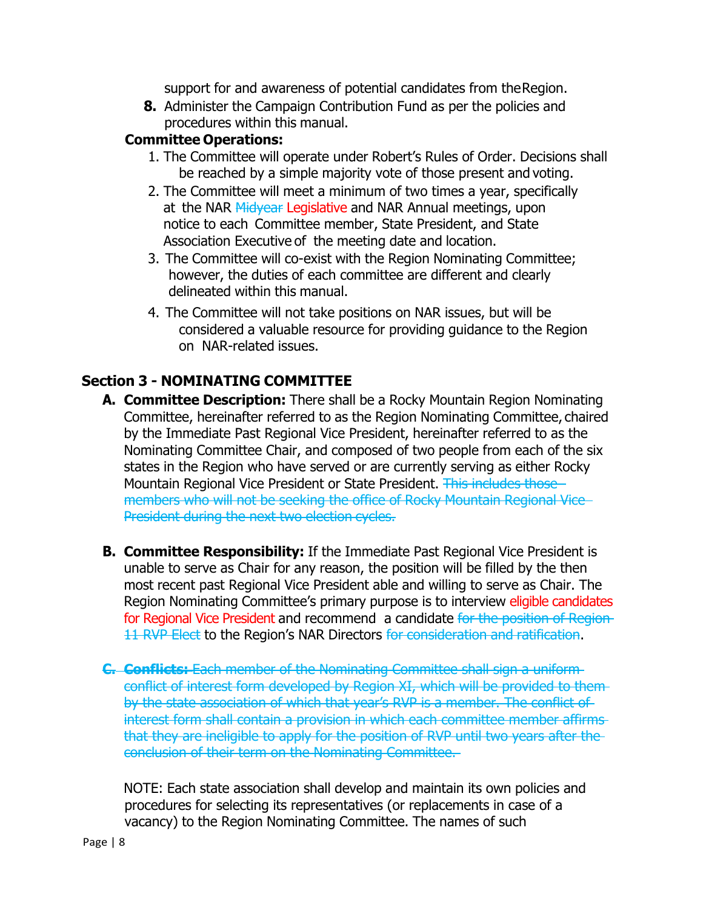support for and awareness of potential candidates from the Region.

8. Administer the Campaign Contribution Fund as per the policies and procedures within this manual.

**Committee Operations:**

1. The Committee will operate under Robert's Rules of Order. Decisions shall be reached by a simple majority vote of those present and voting.
2. The Committee will meet a minimum of two times a year, specifically at the NAR ~~Midyear~~ Legislative and NAR Annual meetings, upon notice to each Committee member, State President, and State Association Executive of the meeting date and location.
3. The Committee will co-exist with the Region Nominating Committee; however, the duties of each committee are different and clearly delineated within this manual.
4. The Committee will not take positions on NAR issues, but will be considered a valuable resource for providing guidance to the Region on NAR-related issues.

## Section 3 - NOMINATING COMMITTEE

**A. Committee Description:** There shall be a Rocky Mountain Region Nominating Committee, hereinafter referred to as the Region Nominating Committee, chaired by the Immediate Past Regional Vice President, hereinafter referred to as the Nominating Committee Chair, and composed of two people from each of the six states in the Region who have served or are currently serving as either Rocky Mountain Regional Vice President or State President. ~~This includes those members who will not be seeking the office of Rocky Mountain Regional Vice President during the next two election cycles.~~

**B. Committee Responsibility:** If the Immediate Past Regional Vice President is unable to serve as Chair for any reason, the position will be filled by the then most recent past Regional Vice President able and willing to serve as Chair. The Region Nominating Committee's primary purpose is to interview eligible candidates for Regional Vice President and recommend a candidate ~~for the position of Region 11 RVP Elect~~ to the Region's NAR Directors ~~for consideration and ratification~~.

~~**C. Conflicts:** Each member of the Nominating Committee shall sign a uniform conflict of interest form developed by Region XI, which will be provided to them by the state association of which that year's RVP is a member. The conflict of interest form shall contain a provision in which each committee member affirms that they are ineligible to apply for the position of RVP until two years after the conclusion of their term on the Nominating Committee.~~

NOTE: Each state association shall develop and maintain its own policies and procedures for selecting its representatives (or replacements in case of a vacancy) to the Region Nominating Committee. The names of such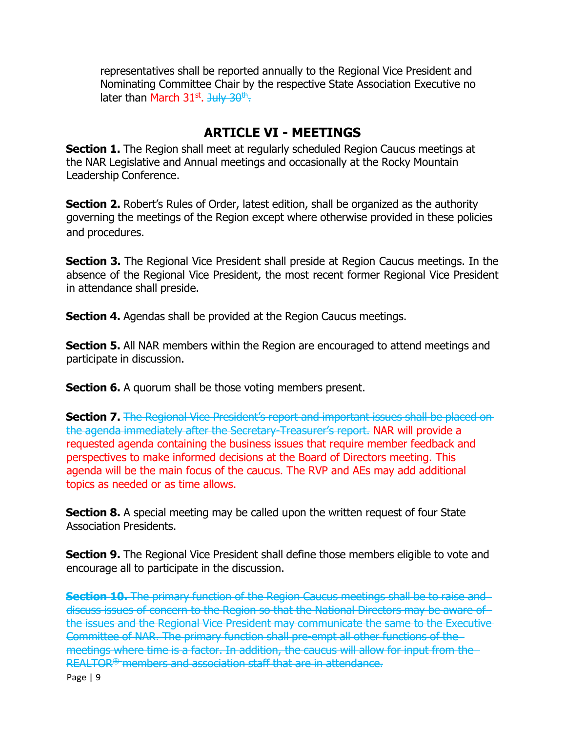representatives shall be reported annually to the Regional Vice President and Nominating Committee Chair by the respective State Association Executive no later than March 31st. ~~July 30th.~~

## ARTICLE VI - MEETINGS

**Section 1.** The Region shall meet at regularly scheduled Region Caucus meetings at the NAR Legislative and Annual meetings and occasionally at the Rocky Mountain Leadership Conference.

**Section 2.** Robert's Rules of Order, latest edition, shall be organized as the authority governing the meetings of the Region except where otherwise provided in these policies and procedures.

**Section 3.** The Regional Vice President shall preside at Region Caucus meetings. In the absence of the Regional Vice President, the most recent former Regional Vice President in attendance shall preside.

**Section 4.** Agendas shall be provided at the Region Caucus meetings.

**Section 5.** All NAR members within the Region are encouraged to attend meetings and participate in discussion.

**Section 6.** A quorum shall be those voting members present.

**Section 7.** ~~The Regional Vice President's report and important issues shall be placed on the agenda immediately after the Secretary-Treasurer's report.~~ NAR will provide a requested agenda containing the business issues that require member feedback and perspectives to make informed decisions at the Board of Directors meeting. This agenda will be the main focus of the caucus. The RVP and AEs may add additional topics as needed or as time allows.

**Section 8.** A special meeting may be called upon the written request of four State Association Presidents.

**Section 9.** The Regional Vice President shall define those members eligible to vote and encourage all to participate in the discussion.

~~**Section 10.** The primary function of the Region Caucus meetings shall be to raise and discuss issues of concern to the Region so that the National Directors may be aware of the issues and the Regional Vice President may communicate the same to the Executive Committee of NAR. The primary function shall pre-empt all other functions of the meetings where time is a factor. In addition, the caucus will allow for input from the REALTOR® members and association staff that are in attendance.~~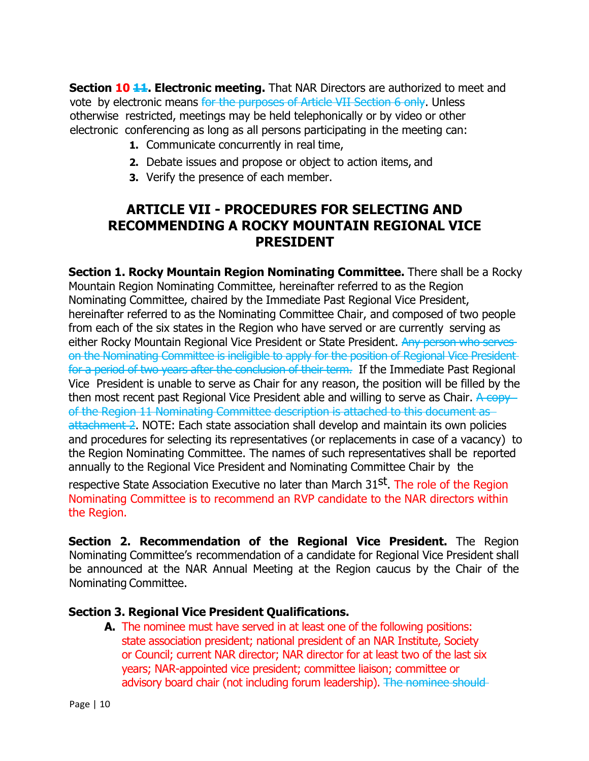**Section 10 ~~11~~. Electronic meeting.** That NAR Directors are authorized to meet and vote by electronic means ~~for the purposes of Article VII Section 6 only~~. Unless otherwise restricted, meetings may be held telephonically or by video or other electronic conferencing as long as all persons participating in the meeting can:

1. Communicate concurrently in real time,
2. Debate issues and propose or object to action items, and
3. Verify the presence of each member.

## ARTICLE VII - PROCEDURES FOR SELECTING AND RECOMMENDING A ROCKY MOUNTAIN REGIONAL VICE PRESIDENT

**Section 1. Rocky Mountain Region Nominating Committee.** There shall be a Rocky Mountain Region Nominating Committee, hereinafter referred to as the Region Nominating Committee, chaired by the Immediate Past Regional Vice President, hereinafter referred to as the Nominating Committee Chair, and composed of two people from each of the six states in the Region who have served or are currently serving as either Rocky Mountain Regional Vice President or State President. ~~Any person who serves on the Nominating Committee is ineligible to apply for the position of Regional Vice President for a period of two years after the conclusion of their term.~~ If the Immediate Past Regional Vice President is unable to serve as Chair for any reason, the position will be filled by the then most recent past Regional Vice President able and willing to serve as Chair. ~~A copy of the Region 11 Nominating Committee description is attached to this document as attachment 2~~. NOTE: Each state association shall develop and maintain its own policies and procedures for selecting its representatives (or replacements in case of a vacancy) to the Region Nominating Committee. The names of such representatives shall be reported annually to the Regional Vice President and Nominating Committee Chair by the respective State Association Executive no later than March 31st. The role of the Region Nominating Committee is to recommend an RVP candidate to the NAR directors within the Region.

**Section 2. Recommendation of the Regional Vice President.** The Region Nominating Committee's recommendation of a candidate for Regional Vice President shall be announced at the NAR Annual Meeting at the Region caucus by the Chair of the Nominating Committee.

**Section 3. Regional Vice President Qualifications.**

**A.** The nominee must have served in at least one of the following positions: state association president; national president of an NAR Institute, Society or Council; current NAR director; NAR director for at least two of the last six years; NAR-appointed vice president; committee liaison; committee or advisory board chair (not including forum leadership). ~~The nominee should~~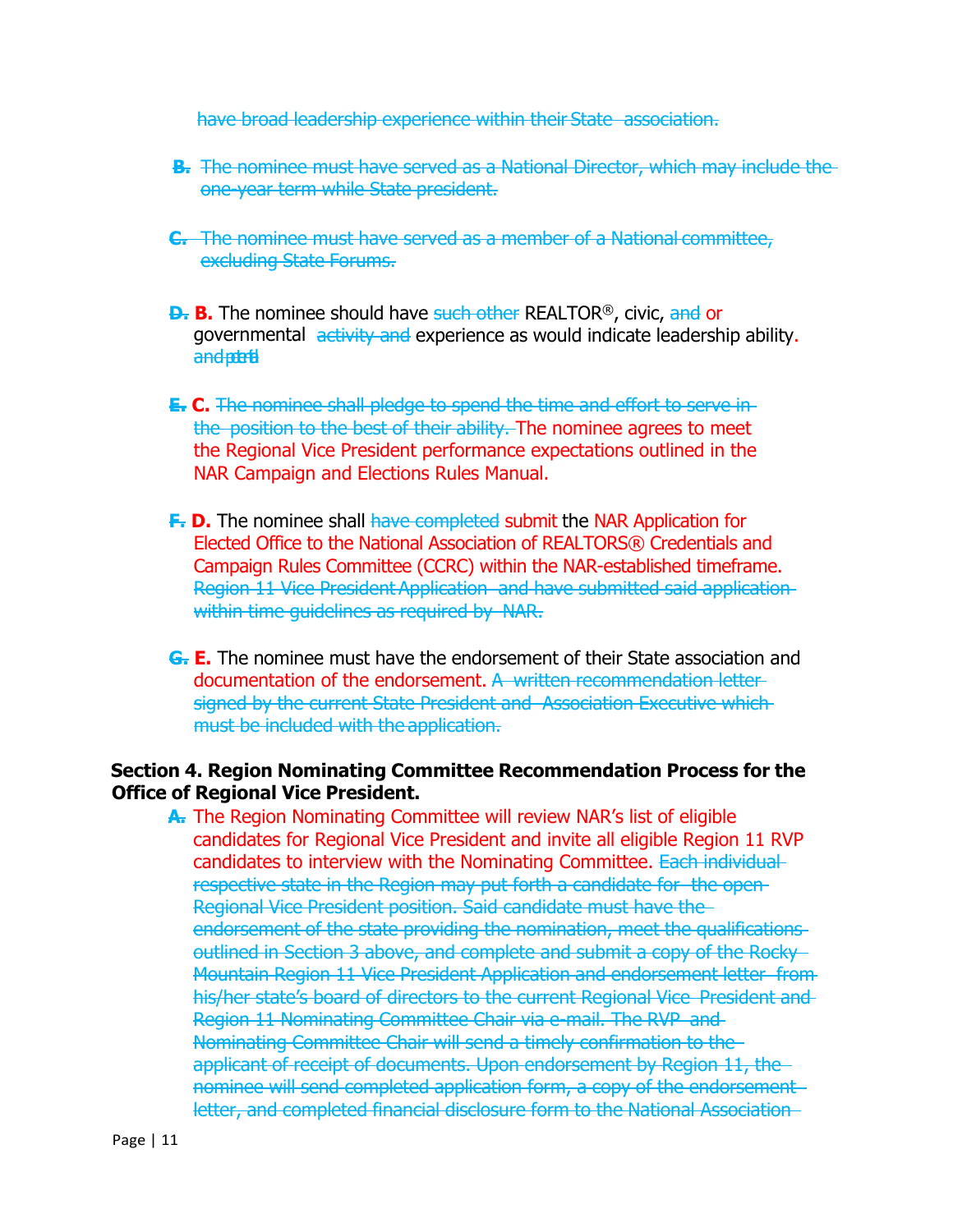~~have broad leadership experience within their State association.~~

~~B. The nominee must have served as a National Director, which may include the one-year term while State president.~~

~~C. The nominee must have served as a member of a National committee, excluding State Forums.~~

~~D.~~ **B.** The nominee should have ~~such other~~ REALTOR®, civic, ~~and~~ or governmental ~~activity and~~ experience as would indicate leadership ability. ~~and potential~~

~~E.~~ **C.** ~~The nominee shall pledge to spend the time and effort to serve in the position to the best of their ability.~~ The nominee agrees to meet the Regional Vice President performance expectations outlined in the NAR Campaign and Elections Rules Manual.

~~F.~~ **D.** The nominee shall ~~have completed~~ submit the NAR Application for Elected Office to the National Association of REALTORS® Credentials and Campaign Rules Committee (CCRC) within the NAR-established timeframe. ~~Region 11 Vice President Application and have submitted said application within time guidelines as required by NAR.~~

~~G.~~ **E.** The nominee must have the endorsement of their State association and documentation of the endorsement. ~~A written recommendation letter signed by the current State President and Association Executive which must be included with the application.~~

**Section 4. Region Nominating Committee Recommendation Process for the Office of Regional Vice President.**

~~A.~~ The Region Nominating Committee will review NAR's list of eligible candidates for Regional Vice President and invite all eligible Region 11 RVP candidates to interview with the Nominating Committee. ~~Each individual respective state in the Region may put forth a candidate for the open Regional Vice President position. Said candidate must have the endorsement of the state providing the nomination, meet the qualifications outlined in Section 3 above, and complete and submit a copy of the Rocky Mountain Region 11 Vice President Application and endorsement letter from his/her state's board of directors to the current Regional Vice President and Region 11 Nominating Committee Chair via e-mail. The RVP and Nominating Committee Chair will send a timely confirmation to the applicant of receipt of documents. Upon endorsement by Region 11, the nominee will send completed application form, a copy of the endorsement letter, and completed financial disclosure form to the National Association~~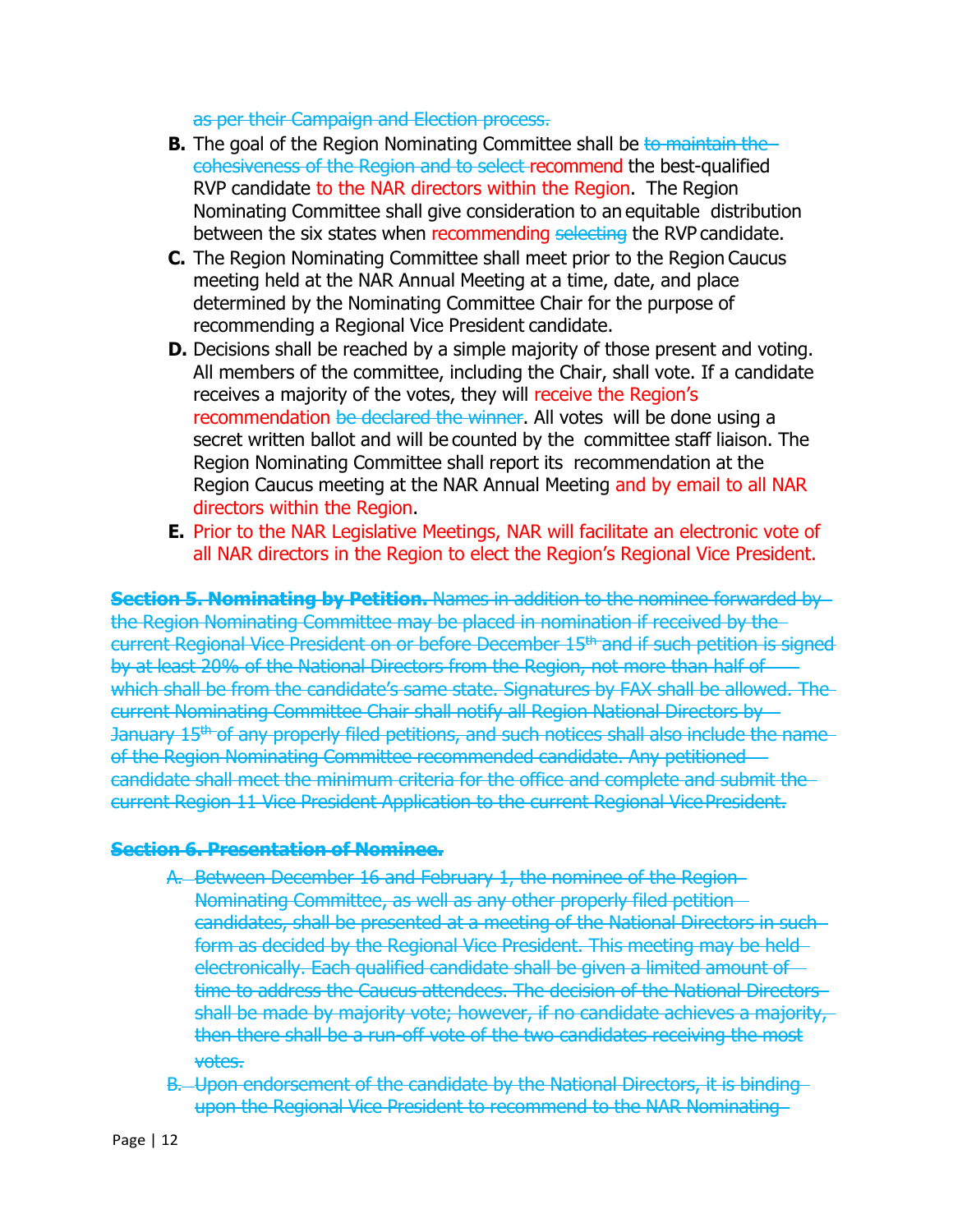~~as per their Campaign and Election process.~~

**B.** The goal of the Region Nominating Committee shall be ~~to maintain the cohesiveness of the Region and to select~~ recommend the best-qualified RVP candidate to the NAR directors within the Region. The Region Nominating Committee shall give consideration to an equitable distribution between the six states when recommending ~~selecting~~ the RVP candidate.

**C.** The Region Nominating Committee shall meet prior to the Region Caucus meeting held at the NAR Annual Meeting at a time, date, and place determined by the Nominating Committee Chair for the purpose of recommending a Regional Vice President candidate.

**D.** Decisions shall be reached by a simple majority of those present and voting. All members of the committee, including the Chair, shall vote. If a candidate receives a majority of the votes, they will receive the Region's recommendation ~~be declared the winner~~. All votes will be done using a secret written ballot and will be counted by the committee staff liaison. The Region Nominating Committee shall report its recommendation at the Region Caucus meeting at the NAR Annual Meeting and by email to all NAR directors within the Region.

**E.** Prior to the NAR Legislative Meetings, NAR will facilitate an electronic vote of all NAR directors in the Region to elect the Region's Regional Vice President.

~~**Section 5. Nominating by Petition.** Names in addition to the nominee forwarded by the Region Nominating Committee may be placed in nomination if received by the current Regional Vice President on or before December 15th and if such petition is signed by at least 20% of the National Directors from the Region, not more than half of which shall be from the candidate's same state. Signatures by FAX shall be allowed. The current Nominating Committee Chair shall notify all Region National Directors by January 15th of any properly filed petitions, and such notices shall also include the name of the Region Nominating Committee recommended candidate. Any petitioned candidate shall meet the minimum criteria for the office and complete and submit the current Region 11 Vice President Application to the current Regional Vice President.~~

~~**Section 6. Presentation of Nominee.**~~

~~A. Between December 16 and February 1, the nominee of the Region Nominating Committee, as well as any other properly filed petition candidates, shall be presented at a meeting of the National Directors in such form as decided by the Regional Vice President. This meeting may be held electronically. Each qualified candidate shall be given a limited amount of time to address the Caucus attendees. The decision of the National Directors shall be made by majority vote; however, if no candidate achieves a majority, then there shall be a run-off vote of the two candidates receiving the most votes.~~

~~B. Upon endorsement of the candidate by the National Directors, it is binding upon the Regional Vice President to recommend to the NAR Nominating~~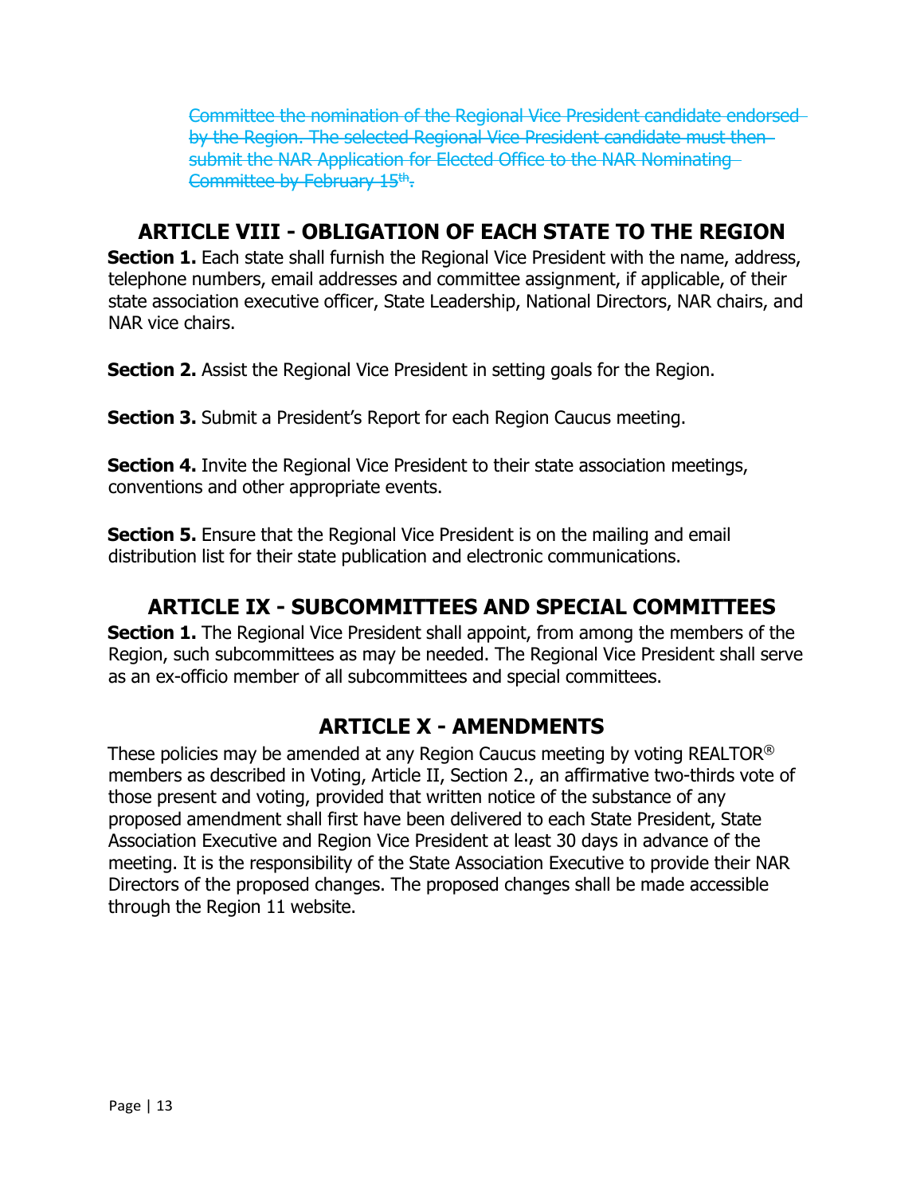~~Committee the nomination of the Regional Vice President candidate endorsed by the Region. The selected Regional Vice President candidate must then submit the NAR Application for Elected Office to the NAR Nominating Committee by February 15th.~~

## ARTICLE VIII - OBLIGATION OF EACH STATE TO THE REGION

**Section 1.** Each state shall furnish the Regional Vice President with the name, address, telephone numbers, email addresses and committee assignment, if applicable, of their state association executive officer, State Leadership, National Directors, NAR chairs, and NAR vice chairs.

**Section 2.** Assist the Regional Vice President in setting goals for the Region.

**Section 3.** Submit a President's Report for each Region Caucus meeting.

**Section 4.** Invite the Regional Vice President to their state association meetings, conventions and other appropriate events.

**Section 5.** Ensure that the Regional Vice President is on the mailing and email distribution list for their state publication and electronic communications.

## ARTICLE IX - SUBCOMMITTEES AND SPECIAL COMMITTEES

**Section 1.** The Regional Vice President shall appoint, from among the members of the Region, such subcommittees as may be needed. The Regional Vice President shall serve as an ex-officio member of all subcommittees and special committees.

## ARTICLE X - AMENDMENTS

These policies may be amended at any Region Caucus meeting by voting REALTOR® members as described in Voting, Article II, Section 2., an affirmative two-thirds vote of those present and voting, provided that written notice of the substance of any proposed amendment shall first have been delivered to each State President, State Association Executive and Region Vice President at least 30 days in advance of the meeting. It is the responsibility of the State Association Executive to provide their NAR Directors of the proposed changes. The proposed changes shall be made accessible through the Region 11 website.